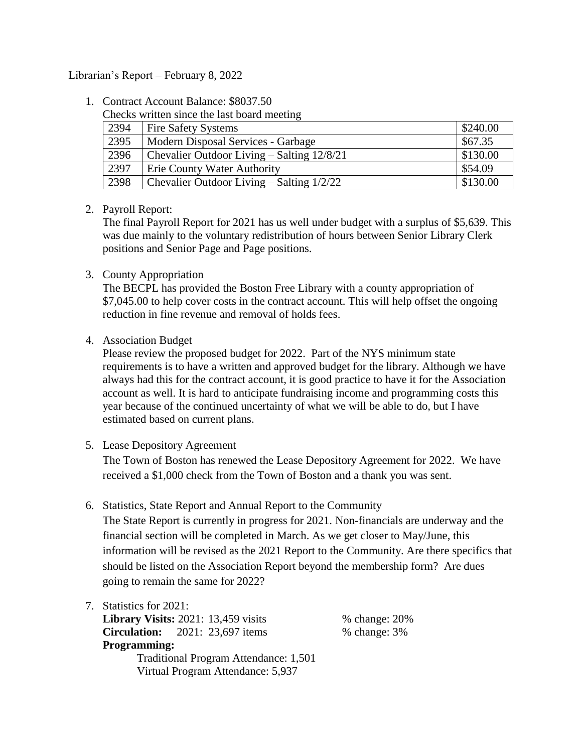Librarian's Report – February 8, 2022

1. Contract Account Balance: $8037.50

   Checks written since the last board meeting

| | | |
|---|---|---|
| 2394 | Fire Safety Systems | $240.00 |
| 2395 | Modern Disposal Services - Garbage | $67.35 |
| 2396 | Chevalier Outdoor Living – Salting 12/8/21 | $130.00 |
| 2397 | Erie County Water Authority | $54.09 |
| 2398 | Chevalier Outdoor Living – Salting 1/2/22 | $130.00 |

2. Payroll Report:

   The final Payroll Report for 2021 has us well under budget with a surplus of $5,639. This was due mainly to the voluntary redistribution of hours between Senior Library Clerk positions and Senior Page and Page positions.

3. County Appropriation

   The BECPL has provided the Boston Free Library with a county appropriation of $7,045.00 to help cover costs in the contract account. This will help offset the ongoing reduction in fine revenue and removal of holds fees.

4. Association Budget

   Please review the proposed budget for 2022. Part of the NYS minimum state requirements is to have a written and approved budget for the library. Although we have always had this for the contract account, it is good practice to have it for the Association account as well. It is hard to anticipate fundraising income and programming costs this year because of the continued uncertainty of what we will be able to do, but I have estimated based on current plans.

5. Lease Depository Agreement

   The Town of Boston has renewed the Lease Depository Agreement for 2022. We have received a $1,000 check from the Town of Boston and a thank you was sent.

6. Statistics, State Report and Annual Report to the Community

   The State Report is currently in progress for 2021. Non-financials are underway and the financial section will be completed in March. As we get closer to May/June, this information will be revised as the 2021 Report to the Community. Are there specifics that should be listed on the Association Report beyond the membership form? Are dues going to remain the same for 2022?

7. Statistics for 2021:

   **Library Visits:** 2021: 13,459 visits — % change: 20%

   **Circulation:** 2021: 23,697 items — % change: 3%

   **Programming:**

   Traditional Program Attendance: 1,501

   Virtual Program Attendance: 5,937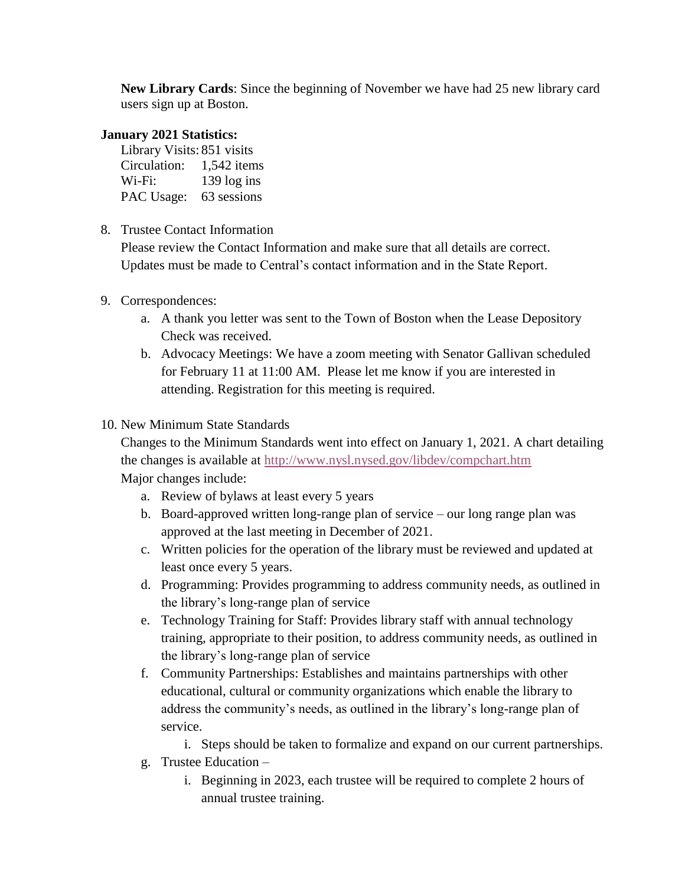**New Library Cards**: Since the beginning of November we have had 25 new library card users sign up at Boston.

**January 2021 Statistics:**

Library Visits: 851 visits
Circulation: 1,542 items
Wi-Fi: 139 log ins
PAC Usage: 63 sessions

8. Trustee Contact Information
   Please review the Contact Information and make sure that all details are correct. Updates must be made to Central's contact information and in the State Report.

9. Correspondences:
   a. A thank you letter was sent to the Town of Boston when the Lease Depository Check was received.
   b. Advocacy Meetings: We have a zoom meeting with Senator Gallivan scheduled for February 11 at 11:00 AM. Please let me know if you are interested in attending. Registration for this meeting is required.

10. New Minimum State Standards
    Changes to the Minimum Standards went into effect on January 1, 2021. A chart detailing the changes is available at http://www.nysl.nysed.gov/libdev/compchart.htm
    Major changes include:
    a. Review of bylaws at least every 5 years
    b. Board-approved written long-range plan of service – our long range plan was approved at the last meeting in December of 2021.
    c. Written policies for the operation of the library must be reviewed and updated at least once every 5 years.
    d. Programming: Provides programming to address community needs, as outlined in the library's long-range plan of service
    e. Technology Training for Staff: Provides library staff with annual technology training, appropriate to their position, to address community needs, as outlined in the library's long-range plan of service
    f. Community Partnerships: Establishes and maintains partnerships with other educational, cultural or community organizations which enable the library to address the community's needs, as outlined in the library's long-range plan of service.
       i. Steps should be taken to formalize and expand on our current partnerships.
    g. Trustee Education –
       i. Beginning in 2023, each trustee will be required to complete 2 hours of annual trustee training.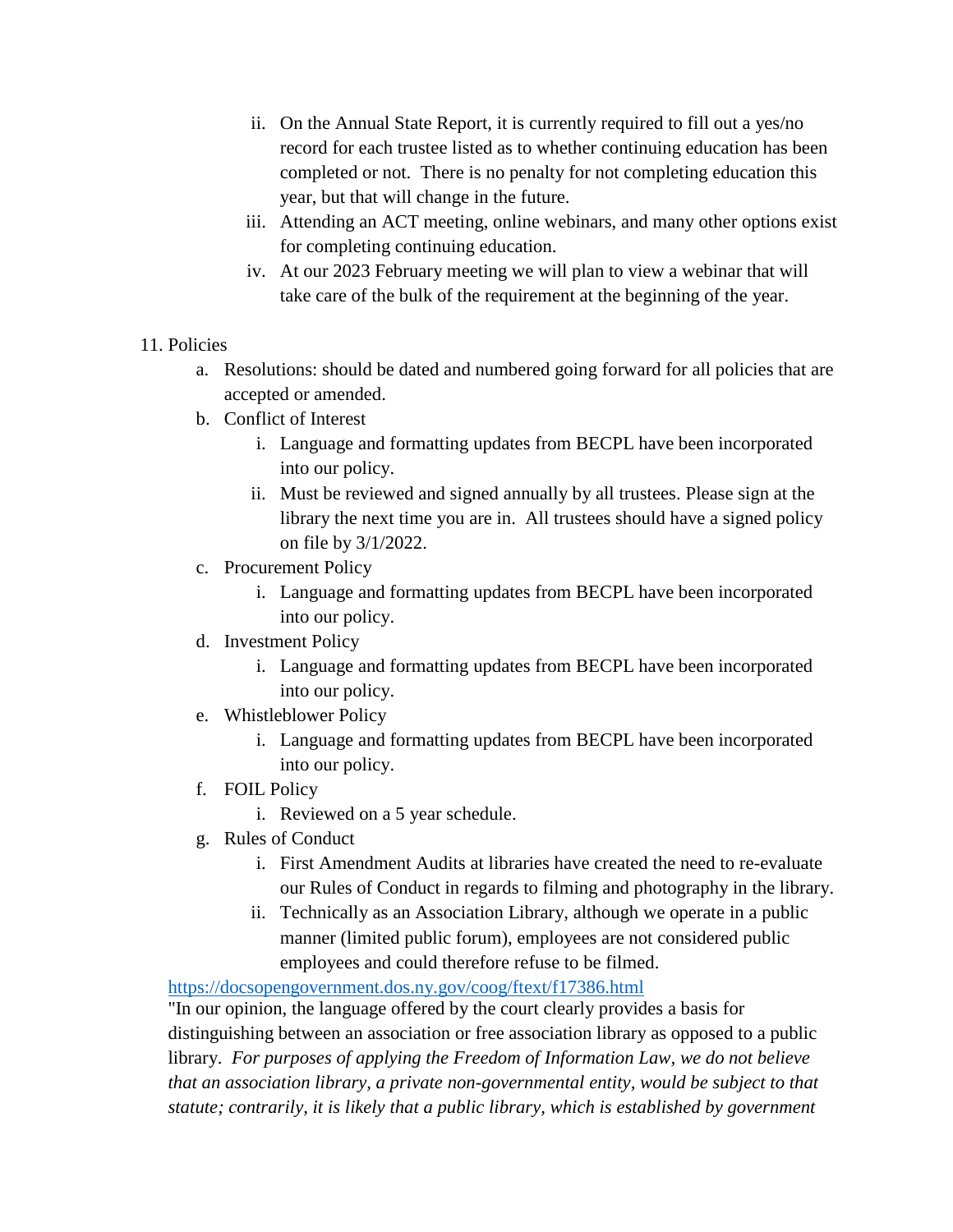ii. On the Annual State Report, it is currently required to fill out a yes/no record for each trustee listed as to whether continuing education has been completed or not. There is no penalty for not completing education this year, but that will change in the future.
   iii. Attending an ACT meeting, online webinars, and many other options exist for completing continuing education.
   iv. At our 2023 February meeting we will plan to view a webinar that will take care of the bulk of the requirement at the beginning of the year.

11. Policies
    a. Resolutions: should be dated and numbered going forward for all policies that are accepted or amended.
    b. Conflict of Interest
       i. Language and formatting updates from BECPL have been incorporated into our policy.
       ii. Must be reviewed and signed annually by all trustees. Please sign at the library the next time you are in. All trustees should have a signed policy on file by 3/1/2022.
    c. Procurement Policy
       i. Language and formatting updates from BECPL have been incorporated into our policy.
    d. Investment Policy
       i. Language and formatting updates from BECPL have been incorporated into our policy.
    e. Whistleblower Policy
       i. Language and formatting updates from BECPL have been incorporated into our policy.
    f. FOIL Policy
       i. Reviewed on a 5 year schedule.
    g. Rules of Conduct
       i. First Amendment Audits at libraries have created the need to re-evaluate our Rules of Conduct in regards to filming and photography in the library.
       ii. Technically as an Association Library, although we operate in a public manner (limited public forum), employees are not considered public employees and could therefore refuse to be filmed.

https://docsopengovernment.dos.ny.gov/coog/ftext/f17386.html

"In our opinion, the language offered by the court clearly provides a basis for distinguishing between an association or free association library as opposed to a public library. *For purposes of applying the Freedom of Information Law, we do not believe that an association library, a private non-governmental entity, would be subject to that statute; contrarily, it is likely that a public library, which is established by government*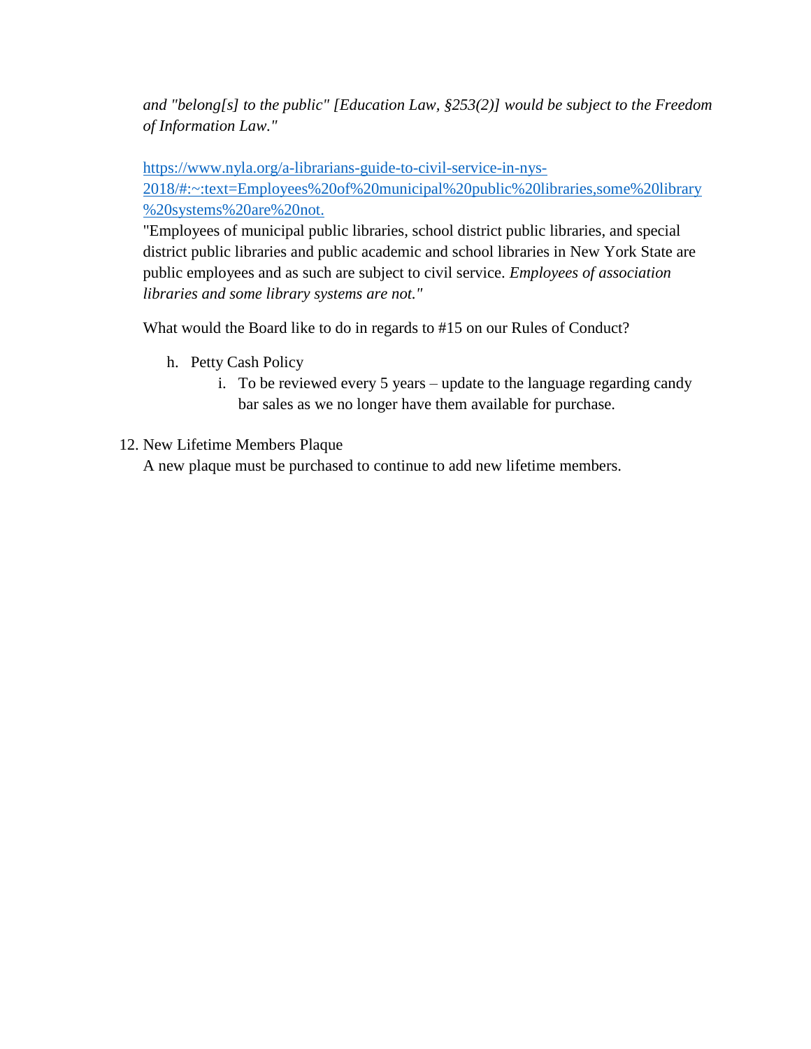*and "belong[s] to the public" [Education Law, §253(2)] would be subject to the Freedom of Information Law."*

https://www.nyla.org/a-librarians-guide-to-civil-service-in-nys-2018/#:~:text=Employees%20of%20municipal%20public%20libraries,some%20library%20systems%20are%20not.

"Employees of municipal public libraries, school district public libraries, and special district public libraries and public academic and school libraries in New York State are public employees and as such are subject to civil service. *Employees of association libraries and some library systems are not."*

What would the Board like to do in regards to #15 on our Rules of Conduct?

h. Petty Cash Policy
   i. To be reviewed every 5 years – update to the language regarding candy bar sales as we no longer have them available for purchase.

12. New Lifetime Members Plaque

A new plaque must be purchased to continue to add new lifetime members.